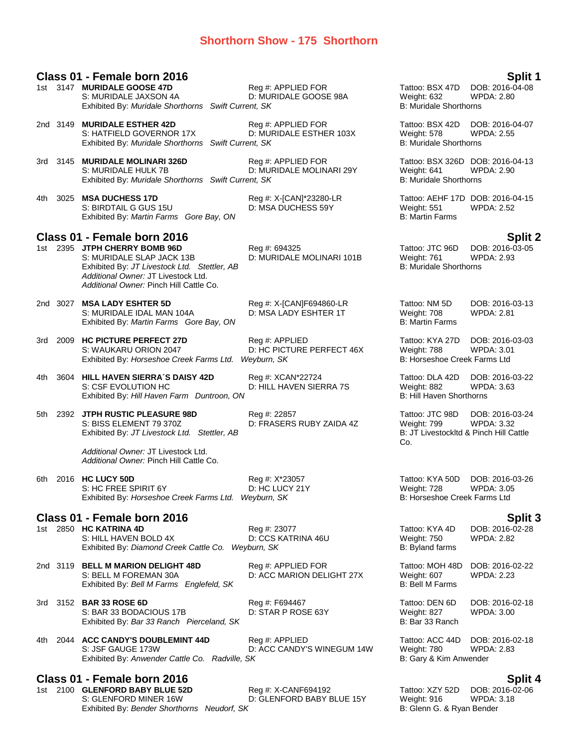# Shorthorn Show - 175 Shorthorn

## Class 01 - Female born 2016 — Split 1

1st 3147 **MURIDALE GOOSE 47D** Reg #: APPLIED FOR Tattoo: BSX 47D DOB: 2016-04-08
S: MURIDALE JAXSON 4A D: MURIDALE GOOSE 98A Weight: 632 WPDA: 2.80
Exhibited By: *Muridale Shorthorns Swift Current, SK* B: Muridale Shorthorns

2nd 3149 **MURIDALE ESTHER 42D** Reg #: APPLIED FOR Tattoo: BSX 42D DOB: 2016-04-07
S: HATFIELD GOVERNOR 17X D: MURIDALE ESTHER 103X Weight: 578 WPDA: 2.55
Exhibited By: *Muridale Shorthorns Swift Current, SK* B: Muridale Shorthorns

3rd 3145 **MURIDALE MOLINARI 326D** Reg #: APPLIED FOR Tattoo: BSX 326D DOB: 2016-04-13
S: MURIDALE HULK 7B D: MURIDALE MOLINARI 29Y Weight: 641 WPDA: 2.90
Exhibited By: *Muridale Shorthorns Swift Current, SK* B: Muridale Shorthorns

4th 3025 **MSA DUCHESS 17D** Reg #: X-[CAN]*23280-LR Tattoo: AEHF 17D DOB: 2016-04-15
S: BIRDTAIL G GUS 15U D: MSA DUCHESS 59Y Weight: 551 WPDA: 2.52
Exhibited By: *Martin Farms Gore Bay, ON* B: Martin Farms

## Class 01 - Female born 2016 — Split 2

1st 2395 **JTPH CHERRY BOMB 96D** Reg #: 694325 Tattoo: JTC 96D DOB: 2016-03-05
S: MURIDALE SLAP JACK 13B D: MURIDALE MOLINARI 101B Weight: 761 WPDA: 2.93
Exhibited By: *JT Livestock Ltd. Stettler, AB* B: Muridale Shorthorns
*Additional Owner:* JT Livestock Ltd.
*Additional Owner:* Pinch Hill Cattle Co.

2nd 3027 **MSA LADY ESHTER 5D** Reg #: X-[CAN]F694860-LR Tattoo: NM 5D DOB: 2016-03-13
S: MURIDALE IDAL MAN 104A D: MSA LADY ESHTER 1T Weight: 708 WPDA: 2.81
Exhibited By: *Martin Farms Gore Bay, ON* B: Martin Farms

3rd 2009 **HC PICTURE PERFECT 27D** Reg #: APPLIED Tattoo: KYA 27D DOB: 2016-03-03
S: WAUKARU ORION 2047 D: HC PICTURE PERFECT 46X Weight: 788 WPDA: 3.01
Exhibited By: *Horseshoe Creek Farms Ltd. Weyburn, SK* B: Horseshoe Creek Farms Ltd

4th 3604 **HILL HAVEN SIERRA´S DAISY 42D** Reg #: XCAN*22724 Tattoo: DLA 42D DOB: 2016-03-22
S: CSF EVOLUTION HC D: HILL HAVEN SIERRA 7S Weight: 882 WPDA: 3.63
Exhibited By: *Hill Haven Farm Duntroon, ON* B: Hill Haven Shorthorns

5th 2392 **JTPH RUSTIC PLEASURE 98D** Reg #: 22857 Tattoo: JTC 98D DOB: 2016-03-24
S: BISS ELEMENT 79 370Z D: FRASERS RUBY ZAIDA 4Z Weight: 799 WPDA: 3.32
Exhibited By: *JT Livestock Ltd. Stettler, AB* B: JT Livestockltd & Pinch Hill Cattle Co.
*Additional Owner:* JT Livestock Ltd.
*Additional Owner:* Pinch Hill Cattle Co.

6th 2016 **HC LUCY 50D** Reg #: X*23057 Tattoo: KYA 50D DOB: 2016-03-26
S: HC FREE SPIRIT 6Y D: HC LUCY 21Y Weight: 728 WPDA: 3.05
Exhibited By: *Horseshoe Creek Farms Ltd. Weyburn, SK* B: Horseshoe Creek Farms Ltd

## Class 01 - Female born 2016 — Split 3

1st 2850 **HC KATRINA 4D** Reg #: 23077 Tattoo: KYA 4D DOB: 2016-02-28
S: HILL HAVEN BOLD 4X D: CCS KATRINA 46U Weight: 750 WPDA: 2.82
Exhibited By: *Diamond Creek Cattle Co. Weyburn, SK* B: Byland farms

2nd 3119 **BELL M MARION DELIGHT 48D** Reg #: APPLIED FOR Tattoo: MOH 48D DOB: 2016-02-22
S: BELL M FOREMAN 30A D: ACC MARION DELIGHT 27X Weight: 607 WPDA: 2.23
Exhibited By: *Bell M Farms Englefeld, SK* B: Bell M Farms

3rd 3152 **BAR 33 ROSE 6D** Reg #: F694467 Tattoo: DEN 6D DOB: 2016-02-18
S: BAR 33 BODACIOUS 17B D: STAR P ROSE 63Y Weight: 827 WPDA: 3.00
Exhibited By: *Bar 33 Ranch Pierceland, SK* B: Bar 33 Ranch

4th 2044 **ACC CANDY'S DOUBLEMINT 44D** Reg #: APPLIED Tattoo: ACC 44D DOB: 2016-02-18
S: JSF GAUGE 173W D: ACC CANDY'S WINEGUM 14W Weight: 780 WPDA: 2.83
Exhibited By: *Anwender Cattle Co. Radville, SK* B: Gary & Kim Anwender

## Class 01 - Female born 2016 — Split 4

1st 2100 **GLENFORD BABY BLUE 52D** Reg #: X-CANF694192 Tattoo: XZY 52D DOB: 2016-02-06
S: GLENFORD MINER 16W D: GLENFORD BABY BLUE 15Y Weight: 916 WPDA: 3.18
Exhibited By: *Bender Shorthorns Neudorf, SK* B: Glenn G. & Ryan Bender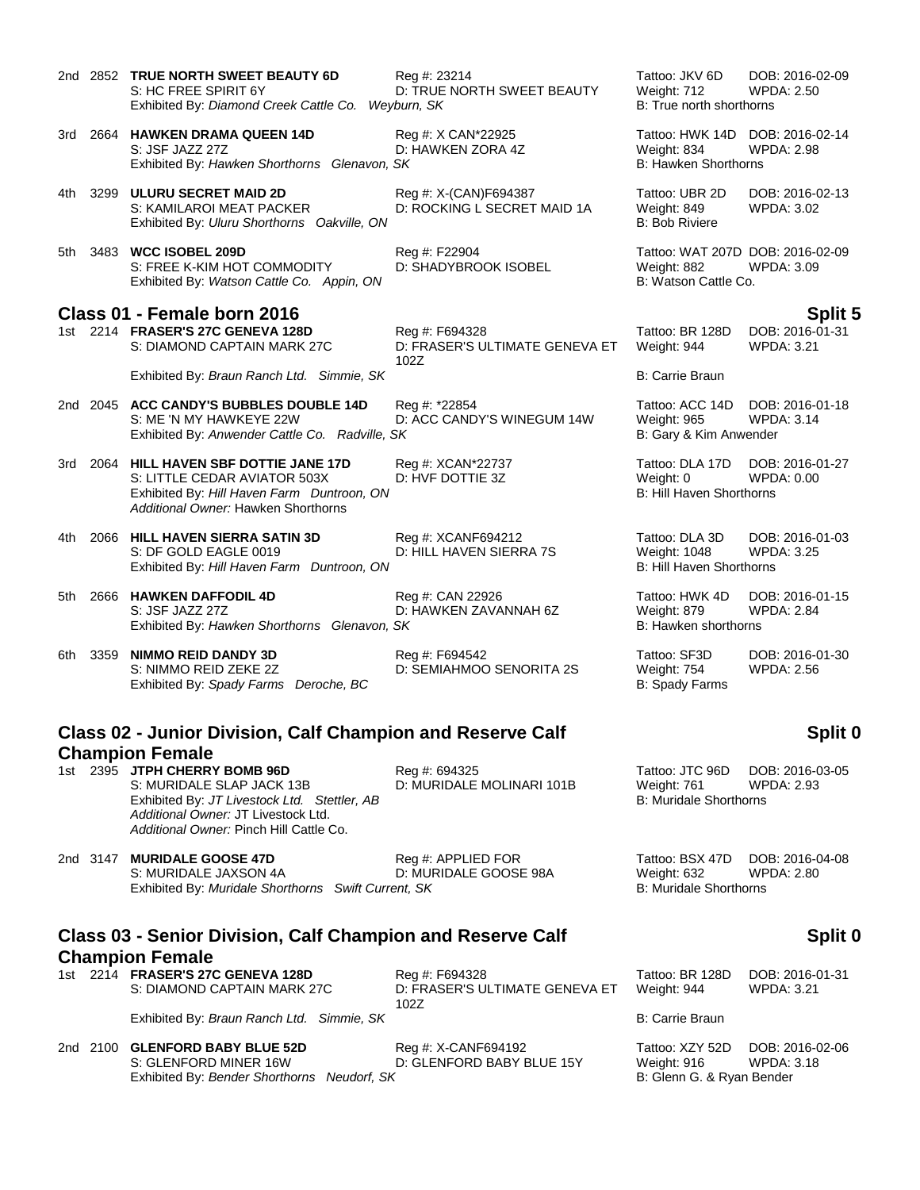2nd 2852 **TRUE NORTH SWEET BEAUTY 6D**
S: HC FREE SPIRIT 6Y
Exhibited By: *Diamond Creek Cattle Co. Weyburn, SK*
Reg #: 23214
D: TRUE NORTH SWEET BEAUTY
Tattoo: JKV 6D DOB: 2016-02-09
Weight: 712 WPDA: 2.50
B: True north shorthorns

3rd 2664 **HAWKEN DRAMA QUEEN 14D**
S: JSF JAZZ 27Z
Exhibited By: *Hawken Shorthorns Glenavon, SK*
Reg #: X CAN*22925
D: HAWKEN ZORA 4Z
Tattoo: HWK 14D DOB: 2016-02-14
Weight: 834 WPDA: 2.98
B: Hawken Shorthorns

4th 3299 **ULURU SECRET MAID 2D**
S: KAMILAROI MEAT PACKER
Exhibited By: *Uluru Shorthorns Oakville, ON*
Reg #: X-(CAN)F694387
D: ROCKING L SECRET MAID 1A
Tattoo: UBR 2D DOB: 2016-02-13
Weight: 849 WPDA: 3.02
B: Bob Riviere

5th 3483 **WCC ISOBEL 209D**
S: FREE K-KIM HOT COMMODITY
Exhibited By: *Watson Cattle Co. Appin, ON*
Reg #: F22904
D: SHADYBROOK ISOBEL
Tattoo: WAT 207D DOB: 2016-02-09
Weight: 882 WPDA: 3.09
B: Watson Cattle Co.

## Class 01 - Female born 2016 — Split 5

1st 2214 **FRASER'S 27C GENEVA 128D**
S: DIAMOND CAPTAIN MARK 27C
Exhibited By: *Braun Ranch Ltd. Simmie, SK*
Reg #: F694328
D: FRASER'S ULTIMATE GENEVA ET 102Z
Tattoo: BR 128D DOB: 2016-01-31
Weight: 944 WPDA: 3.21
B: Carrie Braun

2nd 2045 **ACC CANDY'S BUBBLES DOUBLE 14D**
S: ME 'N MY HAWKEYE 22W
Exhibited By: *Anwender Cattle Co. Radville, SK*
Reg #: *22854
D: ACC CANDY'S WINEGUM 14W
Tattoo: ACC 14D DOB: 2016-01-18
Weight: 965 WPDA: 3.14
B: Gary & Kim Anwender

3rd 2064 **HILL HAVEN SBF DOTTIE JANE 17D**
S: LITTLE CEDAR AVIATOR 503X
Exhibited By: *Hill Haven Farm Duntroon, ON*
*Additional Owner:* Hawken Shorthorns
Reg #: XCAN*22737
D: HVF DOTTIE 3Z
Tattoo: DLA 17D DOB: 2016-01-27
Weight: 0 WPDA: 0.00
B: Hill Haven Shorthorns

4th 2066 **HILL HAVEN SIERRA SATIN 3D**
S: DF GOLD EAGLE 0019
Exhibited By: *Hill Haven Farm Duntroon, ON*
Reg #: XCANF694212
D: HILL HAVEN SIERRA 7S
Tattoo: DLA 3D DOB: 2016-01-03
Weight: 1048 WPDA: 3.25
B: Hill Haven Shorthorns

5th 2666 **HAWKEN DAFFODIL 4D**
S: JSF JAZZ 27Z
Exhibited By: *Hawken Shorthorns Glenavon, SK*
Reg #: CAN 22926
D: HAWKEN ZAVANNAH 6Z
Tattoo: HWK 4D DOB: 2016-01-15
Weight: 879 WPDA: 2.84
B: Hawken shorthorns

6th 3359 **NIMMO REID DANDY 3D**
S: NIMMO REID ZEKE 2Z
Exhibited By: *Spady Farms Deroche, BC*
Reg #: F694542
D: SEMIAHMOO SENORITA 2S
Tattoo: SF3D DOB: 2016-01-30
Weight: 754 WPDA: 2.56
B: Spady Farms

## Class 02 - Junior Division, Calf Champion and Reserve Calf Champion Female — Split 0

1st 2395 **JTPH CHERRY BOMB 96D**
S: MURIDALE SLAP JACK 13B
Exhibited By: *JT Livestock Ltd. Stettler, AB*
*Additional Owner:* JT Livestock Ltd.
*Additional Owner:* Pinch Hill Cattle Co.
Reg #: 694325
D: MURIDALE MOLINARI 101B
Tattoo: JTC 96D DOB: 2016-03-05
Weight: 761 WPDA: 2.93
B: Muridale Shorthorns

2nd 3147 **MURIDALE GOOSE 47D**
S: MURIDALE JAXSON 4A
Exhibited By: *Muridale Shorthorns Swift Current, SK*
Reg #: APPLIED FOR
D: MURIDALE GOOSE 98A
Tattoo: BSX 47D DOB: 2016-04-08
Weight: 632 WPDA: 2.80
B: Muridale Shorthorns

## Class 03 - Senior Division, Calf Champion and Reserve Calf Champion Female — Split 0

1st 2214 **FRASER'S 27C GENEVA 128D**
S: DIAMOND CAPTAIN MARK 27C
Exhibited By: *Braun Ranch Ltd. Simmie, SK*
Reg #: F694328
D: FRASER'S ULTIMATE GENEVA ET 102Z
Tattoo: BR 128D DOB: 2016-01-31
Weight: 944 WPDA: 3.21
B: Carrie Braun

2nd 2100 **GLENFORD BABY BLUE 52D**
S: GLENFORD MINER 16W
Exhibited By: *Bender Shorthorns Neudorf, SK*
Reg #: X-CANF694192
D: GLENFORD BABY BLUE 15Y
Tattoo: XZY 52D DOB: 2016-02-06
Weight: 916 WPDA: 3.18
B: Glenn G. & Ryan Bender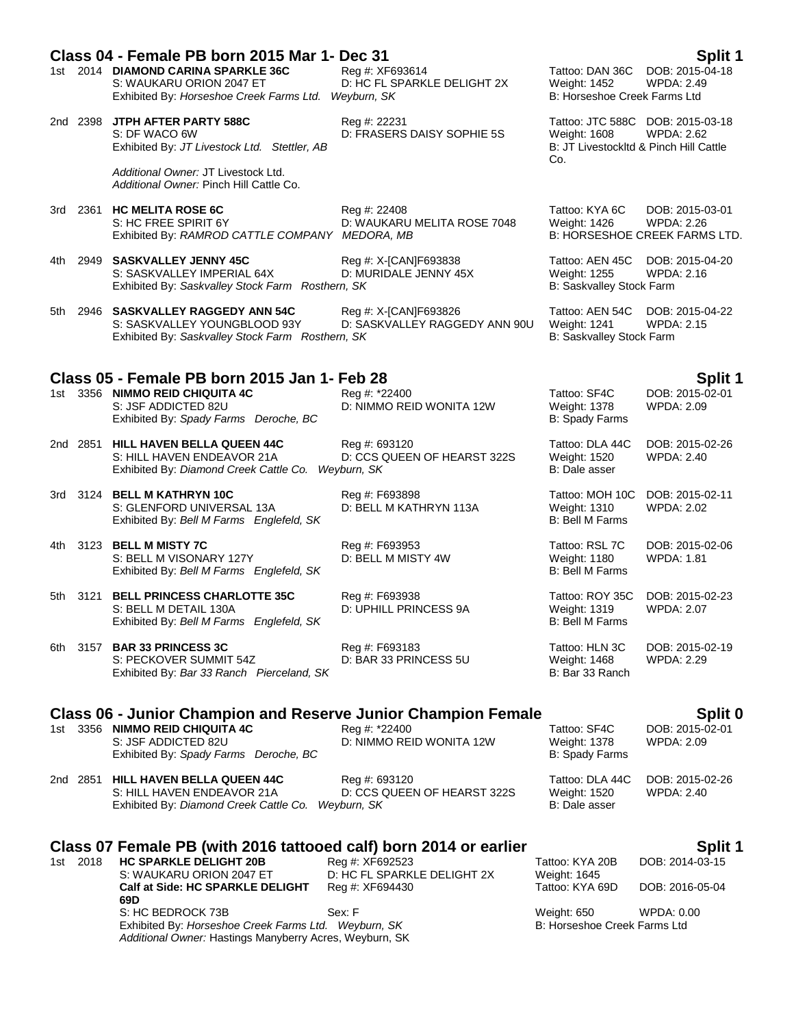## Class 04 - Female PB born 2015 Mar 1- Dec 31 — Split 1

1st 2014 **DIAMOND CARINA SPARKLE 36C** Reg #: XF693614 Tattoo: DAN 36C DOB: 2015-04-18
S: WAUKARU ORION 2047 ET D: HC FL SPARKLE DELIGHT 2X Weight: 1452 WPDA: 2.49
Exhibited By: *Horseshoe Creek Farms Ltd. Weyburn, SK* B: Horseshoe Creek Farms Ltd

2nd 2398 **JTPH AFTER PARTY 588C** Reg #: 22231 Tattoo: JTC 588C DOB: 2015-03-18
S: DF WACO 6W D: FRASERS DAISY SOPHIE 5S Weight: 1608 WPDA: 2.62
Exhibited By: *JT Livestock Ltd. Stettler, AB* B: JT Livestockltd & Pinch Hill Cattle Co.

*Additional Owner:* JT Livestock Ltd.
*Additional Owner:* Pinch Hill Cattle Co.

3rd 2361 **HC MELITA ROSE 6C** Reg #: 22408 Tattoo: KYA 6C DOB: 2015-03-01
S: HC FREE SPIRIT 6Y D: WAUKARU MELITA ROSE 7048 Weight: 1426 WPDA: 2.26
Exhibited By: *RAMROD CATTLE COMPANY MEDORA, MB* B: HORSESHOE CREEK FARMS LTD.

4th 2949 **SASKVALLEY JENNY 45C** Reg #: X-[CAN]F693838 Tattoo: AEN 45C DOB: 2015-04-20
S: SASKVALLEY IMPERIAL 64X D: MURIDALE JENNY 45X Weight: 1255 WPDA: 2.16
Exhibited By: *Saskvalley Stock Farm Rosthern, SK* B: Saskvalley Stock Farm

5th 2946 **SASKVALLEY RAGGEDY ANN 54C** Reg #: X-[CAN]F693826 Tattoo: AEN 54C DOB: 2015-04-22
S: SASKVALLEY YOUNGBLOOD 93Y D: SASKVALLEY RAGGEDY ANN 90U Weight: 1241 WPDA: 2.15
Exhibited By: *Saskvalley Stock Farm Rosthern, SK* B: Saskvalley Stock Farm

## Class 05 - Female PB born 2015 Jan 1- Feb 28 — Split 1

1st 3356 **NIMMO REID CHIQUITA 4C** Reg #: *22400 Tattoo: SF4C DOB: 2015-02-01
S: JSF ADDICTED 82U D: NIMMO REID WONITA 12W Weight: 1378 WPDA: 2.09
Exhibited By: *Spady Farms Deroche, BC* B: Spady Farms

2nd 2851 **HILL HAVEN BELLA QUEEN 44C** Reg #: 693120 Tattoo: DLA 44C DOB: 2015-02-26
S: HILL HAVEN ENDEAVOR 21A D: CCS QUEEN OF HEARST 322S Weight: 1520 WPDA: 2.40
Exhibited By: *Diamond Creek Cattle Co. Weyburn, SK* B: Dale asser

3rd 3124 **BELL M KATHRYN 10C** Reg #: F693898 Tattoo: MOH 10C DOB: 2015-02-11
S: GLENFORD UNIVERSAL 13A D: BELL M KATHRYN 113A Weight: 1310 WPDA: 2.02
Exhibited By: *Bell M Farms Englefeld, SK* B: Bell M Farms

4th 3123 **BELL M MISTY 7C** Reg #: F693953 Tattoo: RSL 7C DOB: 2015-02-06
S: BELL M VISONARY 127Y D: BELL M MISTY 4W Weight: 1180 WPDA: 1.81
Exhibited By: *Bell M Farms Englefeld, SK* B: Bell M Farms

5th 3121 **BELL PRINCESS CHARLOTTE 35C** Reg #: F693938 Tattoo: ROY 35C DOB: 2015-02-23
S: BELL M DETAIL 130A D: UPHILL PRINCESS 9A Weight: 1319 WPDA: 2.07
Exhibited By: *Bell M Farms Englefeld, SK* B: Bell M Farms

6th 3157 **BAR 33 PRINCESS 3C** Reg #: F693183 Tattoo: HLN 3C DOB: 2015-02-19
S: PECKOVER SUMMIT 54Z D: BAR 33 PRINCESS 5U Weight: 1468 WPDA: 2.29
Exhibited By: *Bar 33 Ranch Pierceland, SK* B: Bar 33 Ranch

## Class 06 - Junior Champion and Reserve Junior Champion Female — Split 0

1st 3356 **NIMMO REID CHIQUITA 4C** Reg #: *22400 Tattoo: SF4C DOB: 2015-02-01
S: JSF ADDICTED 82U D: NIMMO REID WONITA 12W Weight: 1378 WPDA: 2.09
Exhibited By: *Spady Farms Deroche, BC* B: Spady Farms

2nd 2851 **HILL HAVEN BELLA QUEEN 44C** Reg #: 693120 Tattoo: DLA 44C DOB: 2015-02-26
S: HILL HAVEN ENDEAVOR 21A D: CCS QUEEN OF HEARST 322S Weight: 1520 WPDA: 2.40
Exhibited By: *Diamond Creek Cattle Co. Weyburn, SK* B: Dale asser

## Class 07 Female PB (with 2016 tattooed calf) born 2014 or earlier — Split 1

1st 2018 **HC SPARKLE DELIGHT 20B** Reg #: XF692523 Tattoo: KYA 20B DOB: 2014-03-15
S: WAUKARU ORION 2047 ET D: HC FL SPARKLE DELIGHT 2X Weight: 1645
**Calf at Side: HC SPARKLE DELIGHT 69D** Reg #: XF694430 Tattoo: KYA 69D DOB: 2016-05-04
S: HC BEDROCK 73B Sex: F Weight: 650 WPDA: 0.00
Exhibited By: *Horseshoe Creek Farms Ltd. Weyburn, SK* B: Horseshoe Creek Farms Ltd
*Additional Owner:* Hastings Manyberry Acres, Weyburn, SK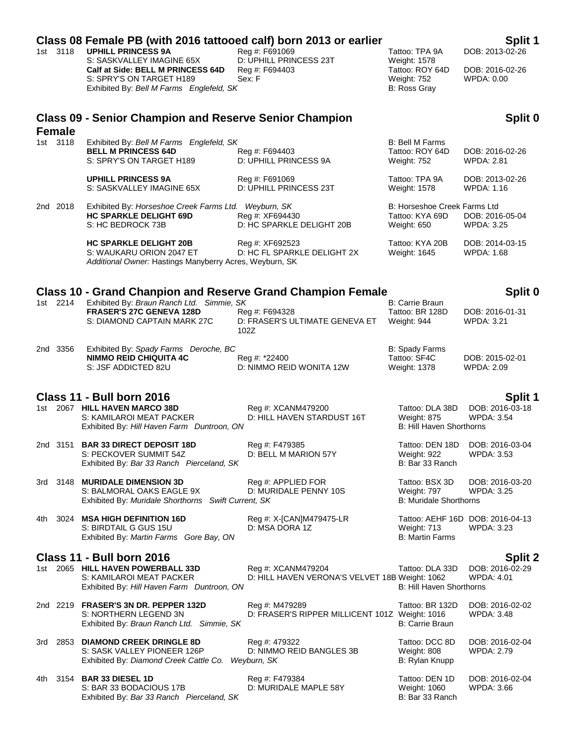## Class 08 Female PB (with 2016 tattooed calf) born 2013 or earlier — Split 1

1st 3118 **UPHILL PRINCESS 9A** Reg #: F691069 Tattoo: TPA 9A DOB: 2013-02-26
S: SASKVALLEY IMAGINE 65X D: UPHILL PRINCESS 23T Weight: 1578
**Calf at Side: BELL M PRINCESS 64D** Reg #: F694403 Tattoo: ROY 64D DOB: 2016-02-26
S: SPRY'S ON TARGET H189 Sex: F Weight: 752 WPDA: 0.00
Exhibited By: *Bell M Farms Englefeld, SK* B: Ross Gray

## Class 09 - Senior Champion and Reserve Senior Champion Female — Split 0

1st 3118 Exhibited By: *Bell M Farms Englefeld, SK* B: Bell M Farms
**BELL M PRINCESS 64D** Reg #: F694403 Tattoo: ROY 64D DOB: 2016-02-26
S: SPRY'S ON TARGET H189 D: UPHILL PRINCESS 9A Weight: 752 WPDA: 2.81

**UPHILL PRINCESS 9A** Reg #: F691069 Tattoo: TPA 9A DOB: 2013-02-26
S: SASKVALLEY IMAGINE 65X D: UPHILL PRINCESS 23T Weight: 1578 WPDA: 1.16

2nd 2018 Exhibited By: *Horseshoe Creek Farms Ltd. Weyburn, SK* B: Horseshoe Creek Farms Ltd
**HC SPARKLE DELIGHT 69D** Reg #: XF694430 Tattoo: KYA 69D DOB: 2016-05-04
S: HC BEDROCK 73B D: HC SPARKLE DELIGHT 20B Weight: 650 WPDA: 3.25

**HC SPARKLE DELIGHT 20B** Reg #: XF692523 Tattoo: KYA 20B DOB: 2014-03-15
S: WAUKARU ORION 2047 ET D: HC FL SPARKLE DELIGHT 2X Weight: 1645 WPDA: 1.68
*Additional Owner:* Hastings Manyberry Acres, Weyburn, SK

## Class 10 - Grand Chanpion and Reserve Grand Champion Female — Split 0

1st 2214 Exhibited By: *Braun Ranch Ltd. Simmie, SK* B: Carrie Braun
**FRASER'S 27C GENEVA 128D** Reg #: F694328 Tattoo: BR 128D DOB: 2016-01-31
S: DIAMOND CAPTAIN MARK 27C D: FRASER'S ULTIMATE GENEVA ET 102Z Weight: 944 WPDA: 3.21

2nd 3356 Exhibited By: *Spady Farms Deroche, BC* B: Spady Farms
**NIMMO REID CHIQUITA 4C** Reg #: *22400 Tattoo: SF4C DOB: 2015-02-01
S: JSF ADDICTED 82U D: NIMMO REID WONITA 12W Weight: 1378 WPDA: 2.09

## Class 11 - Bull born 2016 — Split 1

1st 2067 **HILL HAVEN MARCO 38D** Reg #: XCANM479200 Tattoo: DLA 38D DOB: 2016-03-18
S: KAMILAROI MEAT PACKER D: HILL HAVEN STARDUST 16T Weight: 875 WPDA: 3.54
Exhibited By: *Hill Haven Farm Duntroon, ON* B: Hill Haven Shorthorns

2nd 3151 **BAR 33 DIRECT DEPOSIT 18D** Reg #: F479385 Tattoo: DEN 18D DOB: 2016-03-04
S: PECKOVER SUMMIT 54Z D: BELL M MARION 57Y Weight: 922 WPDA: 3.53
Exhibited By: *Bar 33 Ranch Pierceland, SK* B: Bar 33 Ranch

3rd 3148 **MURIDALE DIMENSION 3D** Reg #: APPLIED FOR Tattoo: BSX 3D DOB: 2016-03-20
S: BALMORAL OAKS EAGLE 9X D: MURIDALE PENNY 10S Weight: 797 WPDA: 3.25
Exhibited By: *Muridale Shorthorns Swift Current, SK* B: Muridale Shorthorns

4th 3024 **MSA HIGH DEFINITION 16D** Reg #: X-[CAN]M479475-LR Tattoo: AEHF 16D DOB: 2016-04-13
S: BIRDTAIL G GUS 15U D: MSA DORA 1Z Weight: 713 WPDA: 3.23
Exhibited By: *Martin Farms Gore Bay, ON* B: Martin Farms

## Class 11 - Bull born 2016 — Split 2

1st 2065 **HILL HAVEN POWERBALL 33D** Reg #: XCANM479204 Tattoo: DLA 33D DOB: 2016-02-29
S: KAMILAROI MEAT PACKER D: HILL HAVEN VERONA'S VELVET 18B Weight: 1062 WPDA: 4.01
Exhibited By: *Hill Haven Farm Duntroon, ON* B: Hill Haven Shorthorns

2nd 2219 **FRASER'S 3N DR. PEPPER 132D** Reg #: M479289 Tattoo: BR 132D DOB: 2016-02-02
S: NORTHERN LEGEND 3N D: FRASER'S RIPPER MILLICENT 101Z Weight: 1016 WPDA: 3.48
Exhibited By: *Braun Ranch Ltd. Simmie, SK* B: Carrie Braun

3rd 2853 **DIAMOND CREEK DRINGLE 8D** Reg #: 479322 Tattoo: DCC 8D DOB: 2016-02-04
S: SASK VALLEY PIONEER 126P D: NIMMO REID BANGLES 3B Weight: 808 WPDA: 2.79
Exhibited By: *Diamond Creek Cattle Co. Weyburn, SK* B: Rylan Knupp

4th 3154 **BAR 33 DIESEL 1D** Reg #: F479384 Tattoo: DEN 1D DOB: 2016-02-04
S: BAR 33 BODACIOUS 17B D: MURIDALE MAPLE 58Y Weight: 1060 WPDA: 3.66
Exhibited By: *Bar 33 Ranch Pierceland, SK* B: Bar 33 Ranch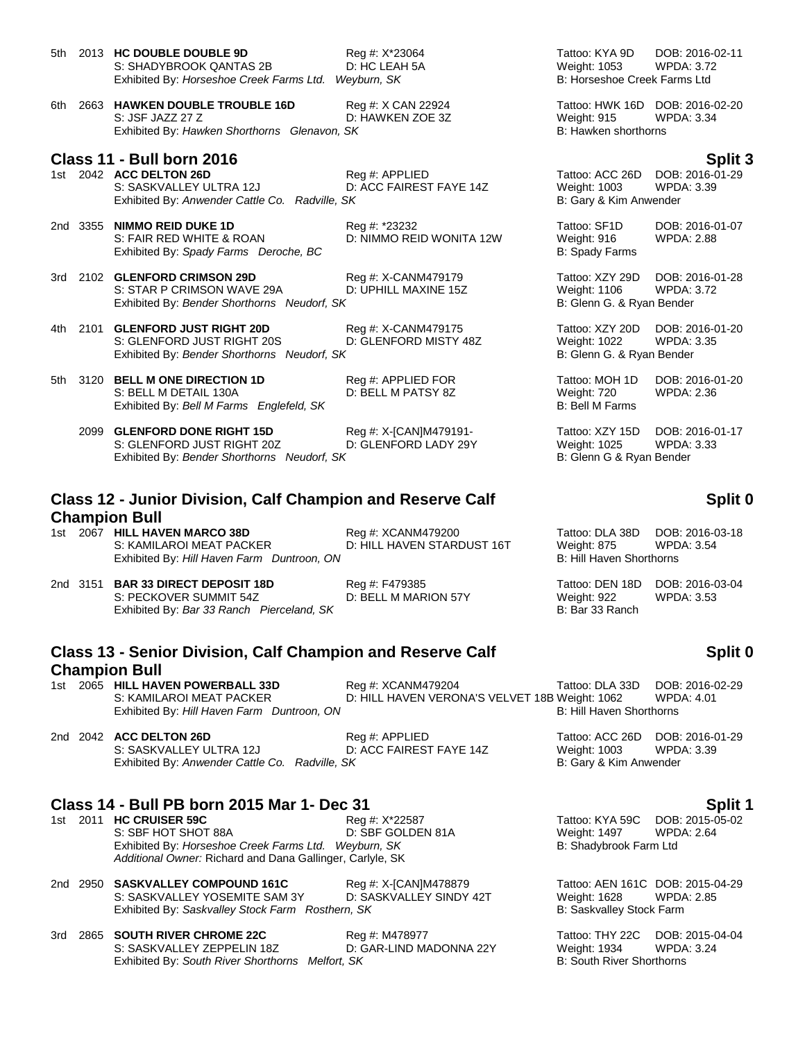5th 2013 **HC DOUBLE DOUBLE 9D** Reg #: X*23064 Tattoo: KYA 9D DOB: 2016-02-11
S: SHADYBROOK QANTAS 2B D: HC LEAH 5A Weight: 1053 WPDA: 3.72
Exhibited By: *Horseshoe Creek Farms Ltd. Weyburn, SK* B: Horseshoe Creek Farms Ltd

6th 2663 **HAWKEN DOUBLE TROUBLE 16D** Reg #: X CAN 22924 Tattoo: HWK 16D DOB: 2016-02-20
S: JSF JAZZ 27 Z D: HAWKEN ZOE 3Z Weight: 915 WPDA: 3.34
Exhibited By: *Hawken Shorthorns Glenavon, SK* B: Hawken shorthorns

## Class 11 - Bull born 2016 — Split 3

1st 2042 **ACC DELTON 26D** Reg #: APPLIED Tattoo: ACC 26D DOB: 2016-01-29
S: SASKVALLEY ULTRA 12J D: ACC FAIREST FAYE 14Z Weight: 1003 WPDA: 3.39
Exhibited By: *Anwender Cattle Co. Radville, SK* B: Gary & Kim Anwender

2nd 3355 **NIMMO REID DUKE 1D** Reg #: *23232 Tattoo: SF1D DOB: 2016-01-07
S: FAIR RED WHITE & ROAN D: NIMMO REID WONITA 12W Weight: 916 WPDA: 2.88
Exhibited By: *Spady Farms Deroche, BC* B: Spady Farms

3rd 2102 **GLENFORD CRIMSON 29D** Reg #: X-CANM479179 Tattoo: XZY 29D DOB: 2016-01-28
S: STAR P CRIMSON WAVE 29A D: UPHILL MAXINE 15Z Weight: 1106 WPDA: 3.72
Exhibited By: *Bender Shorthorns Neudorf, SK* B: Glenn G. & Ryan Bender

4th 2101 **GLENFORD JUST RIGHT 20D** Reg #: X-CANM479175 Tattoo: XZY 20D DOB: 2016-01-20
S: GLENFORD JUST RIGHT 20S D: GLENFORD MISTY 48Z Weight: 1022 WPDA: 3.35
Exhibited By: *Bender Shorthorns Neudorf, SK* B: Glenn G. & Ryan Bender

5th 3120 **BELL M ONE DIRECTION 1D** Reg #: APPLIED FOR Tattoo: MOH 1D DOB: 2016-01-20
S: BELL M DETAIL 130A D: BELL M PATSY 8Z Weight: 720 WPDA: 2.36
Exhibited By: *Bell M Farms Englefeld, SK* B: Bell M Farms

2099 **GLENFORD DONE RIGHT 15D** Reg #: X-[CAN]M479191- Tattoo: XZY 15D DOB: 2016-01-17
S: GLENFORD JUST RIGHT 20Z D: GLENFORD LADY 29Y Weight: 1025 WPDA: 3.33
Exhibited By: *Bender Shorthorns Neudorf, SK* B: Glenn G & Ryan Bender

## Class 12 - Junior Division, Calf Champion and Reserve Calf Champion Bull — Split 0

1st 2067 **HILL HAVEN MARCO 38D** Reg #: XCANM479200 Tattoo: DLA 38D DOB: 2016-03-18
S: KAMILAROI MEAT PACKER D: HILL HAVEN STARDUST 16T Weight: 875 WPDA: 3.54
Exhibited By: *Hill Haven Farm Duntroon, ON* B: Hill Haven Shorthorns

2nd 3151 **BAR 33 DIRECT DEPOSIT 18D** Reg #: F479385 Tattoo: DEN 18D DOB: 2016-03-04
S: PECKOVER SUMMIT 54Z D: BELL M MARION 57Y Weight: 922 WPDA: 3.53
Exhibited By: *Bar 33 Ranch Pierceland, SK* B: Bar 33 Ranch

## Class 13 - Senior Division, Calf Champion and Reserve Calf Champion Bull — Split 0

1st 2065 **HILL HAVEN POWERBALL 33D** Reg #: XCANM479204 Tattoo: DLA 33D DOB: 2016-02-29
S: KAMILAROI MEAT PACKER D: HILL HAVEN VERONA'S VELVET 18B Weight: 1062 WPDA: 4.01
Exhibited By: *Hill Haven Farm Duntroon, ON* B: Hill Haven Shorthorns

2nd 2042 **ACC DELTON 26D** Reg #: APPLIED Tattoo: ACC 26D DOB: 2016-01-29
S: SASKVALLEY ULTRA 12J D: ACC FAIREST FAYE 14Z Weight: 1003 WPDA: 3.39
Exhibited By: *Anwender Cattle Co. Radville, SK* B: Gary & Kim Anwender

## Class 14 - Bull PB born 2015 Mar 1- Dec 31 — Split 1

1st 2011 **HC CRUISER 59C** Reg #: X*22587 Tattoo: KYA 59C DOB: 2015-05-02
S: SBF HOT SHOT 88A D: SBF GOLDEN 81A Weight: 1497 WPDA: 2.64
Exhibited By: *Horseshoe Creek Farms Ltd. Weyburn, SK* B: Shadybrook Farm Ltd
*Additional Owner:* Richard and Dana Gallinger, Carlyle, SK

2nd 2950 **SASKVALLEY COMPOUND 161C** Reg #: X-[CAN]M478879 Tattoo: AEN 161C DOB: 2015-04-29
S: SASKVALLEY YOSEMITE SAM 3Y D: SASKVALLEY SINDY 42T Weight: 1628 WPDA: 2.85
Exhibited By: *Saskvalley Stock Farm Rosthern, SK* B: Saskvalley Stock Farm

3rd 2865 **SOUTH RIVER CHROME 22C** Reg #: M478977 Tattoo: THY 22C DOB: 2015-04-04
S: SASKVALLEY ZEPPELIN 18Z D: GAR-LIND MADONNA 22Y Weight: 1934 WPDA: 3.24
Exhibited By: *South River Shorthorns Melfort, SK* B: South River Shorthorns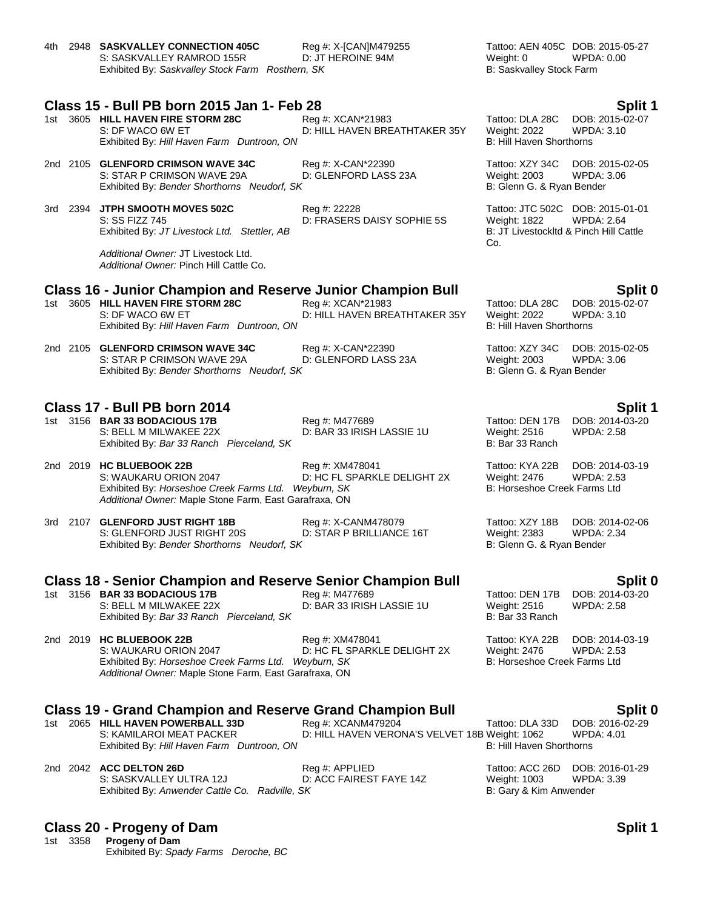4th 2948 **SASKVALLEY CONNECTION 405C** Reg #: X-[CAN]M479255 Tattoo: AEN 405C DOB: 2015-05-27
S: SASKVALLEY RAMROD 155R D: JT HEROINE 94M Weight: 0 WPDA: 0.00
Exhibited By: *Saskvalley Stock Farm Rosthern, SK* B: Saskvalley Stock Farm

## Class 15 - Bull PB born 2015 Jan 1- Feb 28 — Split 1

1st 3605 **HILL HAVEN FIRE STORM 28C** Reg #: XCAN*21983 Tattoo: DLA 28C DOB: 2015-02-07
S: DF WACO 6W ET D: HILL HAVEN BREATHTAKER 35Y Weight: 2022 WPDA: 3.10
Exhibited By: *Hill Haven Farm Duntroon, ON* B: Hill Haven Shorthorns

2nd 2105 **GLENFORD CRIMSON WAVE 34C** Reg #: X-CAN*22390 Tattoo: XZY 34C DOB: 2015-02-05
S: STAR P CRIMSON WAVE 29A D: GLENFORD LASS 23A Weight: 2003 WPDA: 3.06
Exhibited By: *Bender Shorthorns Neudorf, SK* B: Glenn G. & Ryan Bender

3rd 2394 **JTPH SMOOTH MOVES 502C** Reg #: 22228 Tattoo: JTC 502C DOB: 2015-01-01
S: SS FIZZ 745 D: FRASERS DAISY SOPHIE 5S Weight: 1822 WPDA: 2.64
Exhibited By: *JT Livestock Ltd. Stettler, AB* B: JT Livestockltd & Pinch Hill Cattle Co.

*Additional Owner:* JT Livestock Ltd.
*Additional Owner:* Pinch Hill Cattle Co.

## Class 16 - Junior Champion and Reserve Junior Champion Bull — Split 0

1st 3605 **HILL HAVEN FIRE STORM 28C** Reg #: XCAN*21983 Tattoo: DLA 28C DOB: 2015-02-07
S: DF WACO 6W ET D: HILL HAVEN BREATHTAKER 35Y Weight: 2022 WPDA: 3.10
Exhibited By: *Hill Haven Farm Duntroon, ON* B: Hill Haven Shorthorns

2nd 2105 **GLENFORD CRIMSON WAVE 34C** Reg #: X-CAN*22390 Tattoo: XZY 34C DOB: 2015-02-05
S: STAR P CRIMSON WAVE 29A D: GLENFORD LASS 23A Weight: 2003 WPDA: 3.06
Exhibited By: *Bender Shorthorns Neudorf, SK* B: Glenn G. & Ryan Bender

## Class 17 - Bull PB born 2014 — Split 1

1st 3156 **BAR 33 BODACIOUS 17B** Reg #: M477689 Tattoo: DEN 17B DOB: 2014-03-20
S: BELL M MILWAKEE 22X D: BAR 33 IRISH LASSIE 1U Weight: 2516 WPDA: 2.58
Exhibited By: *Bar 33 Ranch Pierceland, SK* B: Bar 33 Ranch

2nd 2019 **HC BLUEBOOK 22B** Reg #: XM478041 Tattoo: KYA 22B DOB: 2014-03-19
S: WAUKARU ORION 2047 D: HC FL SPARKLE DELIGHT 2X Weight: 2476 WPDA: 2.53
Exhibited By: *Horseshoe Creek Farms Ltd. Weyburn, SK* B: Horseshoe Creek Farms Ltd
*Additional Owner:* Maple Stone Farm, East Garafraxa, ON

3rd 2107 **GLENFORD JUST RIGHT 18B** Reg #: X-CANM478079 Tattoo: XZY 18B DOB: 2014-02-06
S: GLENFORD JUST RIGHT 20S D: STAR P BRILLIANCE 16T Weight: 2383 WPDA: 2.34
Exhibited By: *Bender Shorthorns Neudorf, SK* B: Glenn G. & Ryan Bender

## Class 18 - Senior Champion and Reserve Senior Champion Bull — Split 0

1st 3156 **BAR 33 BODACIOUS 17B** Reg #: M477689 Tattoo: DEN 17B DOB: 2014-03-20
S: BELL M MILWAKEE 22X D: BAR 33 IRISH LASSIE 1U Weight: 2516 WPDA: 2.58
Exhibited By: *Bar 33 Ranch Pierceland, SK* B: Bar 33 Ranch

2nd 2019 **HC BLUEBOOK 22B** Reg #: XM478041 Tattoo: KYA 22B DOB: 2014-03-19
S: WAUKARU ORION 2047 D: HC FL SPARKLE DELIGHT 2X Weight: 2476 WPDA: 2.53
Exhibited By: *Horseshoe Creek Farms Ltd. Weyburn, SK* B: Horseshoe Creek Farms Ltd
*Additional Owner:* Maple Stone Farm, East Garafraxa, ON

## Class 19 - Grand Champion and Reserve Grand Champion Bull — Split 0

1st 2065 **HILL HAVEN POWERBALL 33D** Reg #: XCANM479204 Tattoo: DLA 33D DOB: 2016-02-29
S: KAMILAROI MEAT PACKER D: HILL HAVEN VERONA'S VELVET 18B Weight: 1062 WPDA: 4.01
Exhibited By: *Hill Haven Farm Duntroon, ON* B: Hill Haven Shorthorns

2nd 2042 **ACC DELTON 26D** Reg #: APPLIED Tattoo: ACC 26D DOB: 2016-01-29
S: SASKVALLEY ULTRA 12J D: ACC FAIREST FAYE 14Z Weight: 1003 WPDA: 3.39
Exhibited By: *Anwender Cattle Co. Radville, SK* B: Gary & Kim Anwender

## Class 20 - Progeny of Dam — Split 1

1st 3358 **Progeny of Dam**
Exhibited By: *Spady Farms Deroche, BC*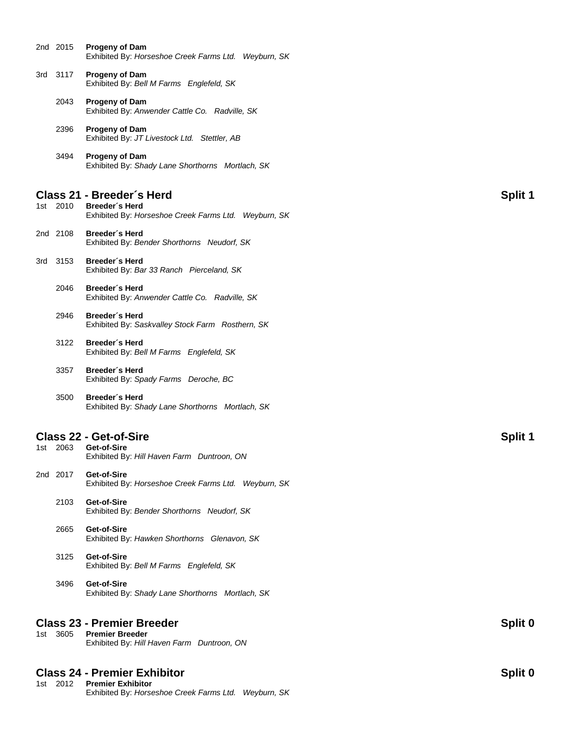2nd 2015 **Progeny of Dam**
Exhibited By: *Horseshoe Creek Farms Ltd. Weyburn, SK*

3rd 3117 **Progeny of Dam**
Exhibited By: *Bell M Farms Englefeld, SK*

2043 **Progeny of Dam**
Exhibited By: *Anwender Cattle Co. Radville, SK*

2396 **Progeny of Dam**
Exhibited By: *JT Livestock Ltd. Stettler, AB*

3494 **Progeny of Dam**
Exhibited By: *Shady Lane Shorthorns Mortlach, SK*

## Class 21 - Breeder´s Herd — Split 1

1st 2010 **Breeder´s Herd**
Exhibited By: *Horseshoe Creek Farms Ltd. Weyburn, SK*

2nd 2108 **Breeder´s Herd**
Exhibited By: *Bender Shorthorns Neudorf, SK*

3rd 3153 **Breeder´s Herd**
Exhibited By: *Bar 33 Ranch Pierceland, SK*

2046 **Breeder´s Herd**
Exhibited By: *Anwender Cattle Co. Radville, SK*

2946 **Breeder´s Herd**
Exhibited By: *Saskvalley Stock Farm Rosthern, SK*

3122 **Breeder´s Herd**
Exhibited By: *Bell M Farms Englefeld, SK*

3357 **Breeder´s Herd**
Exhibited By: *Spady Farms Deroche, BC*

3500 **Breeder´s Herd**
Exhibited By: *Shady Lane Shorthorns Mortlach, SK*

## Class 22 - Get-of-Sire — Split 1

1st 2063 **Get-of-Sire**
Exhibited By: *Hill Haven Farm Duntroon, ON*

2nd 2017 **Get-of-Sire**
Exhibited By: *Horseshoe Creek Farms Ltd. Weyburn, SK*

2103 **Get-of-Sire**
Exhibited By: *Bender Shorthorns Neudorf, SK*

2665 **Get-of-Sire**
Exhibited By: *Hawken Shorthorns Glenavon, SK*

3125 **Get-of-Sire**
Exhibited By: *Bell M Farms Englefeld, SK*

3496 **Get-of-Sire**
Exhibited By: *Shady Lane Shorthorns Mortlach, SK*

## Class 23 - Premier Breeder — Split 0

1st 3605 **Premier Breeder**
Exhibited By: *Hill Haven Farm Duntroon, ON*

## Class 24 - Premier Exhibitor — Split 0

1st 2012 **Premier Exhibitor**
Exhibited By: *Horseshoe Creek Farms Ltd. Weyburn, SK*